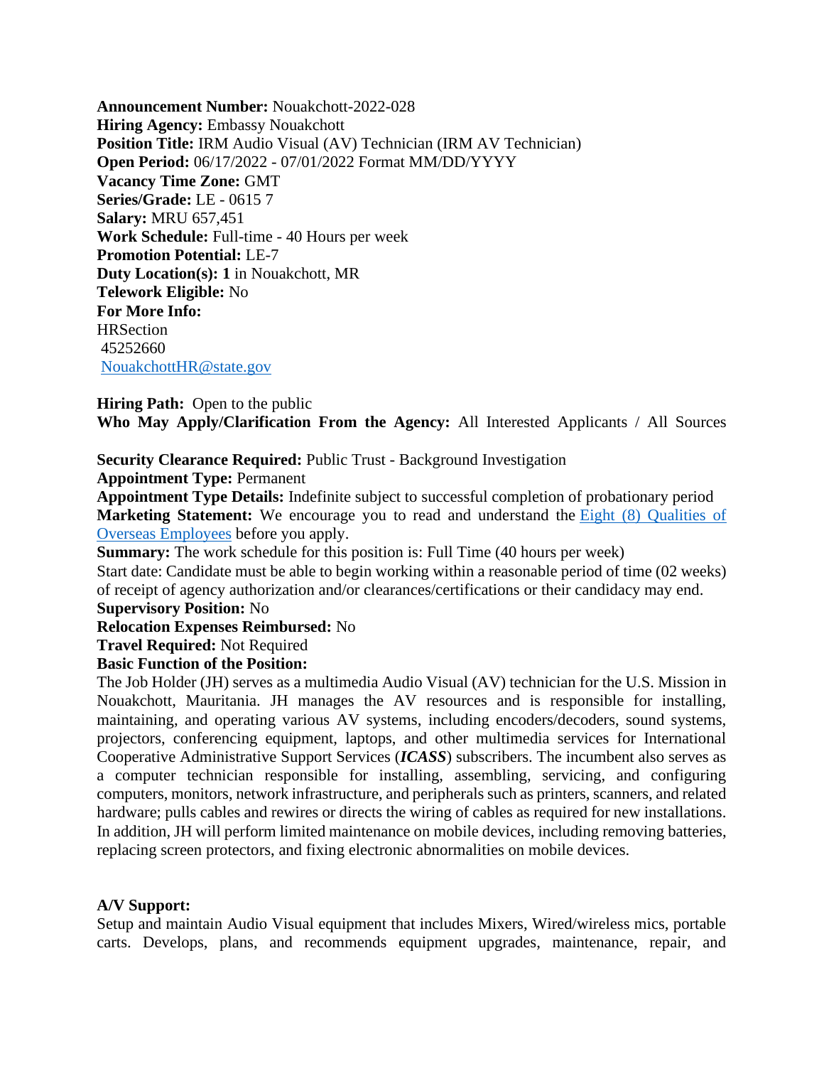**Announcement Number:** Nouakchott-2022-028
**Hiring Agency:** Embassy Nouakchott
**Position Title:** IRM Audio Visual (AV) Technician (IRM AV Technician)
**Open Period:** 06/17/2022 - 07/01/2022 Format MM/DD/YYYY
**Vacancy Time Zone:** GMT
**Series/Grade:** LE - 0615 7
**Salary:** MRU 657,451
**Work Schedule:** Full-time - 40 Hours per week
**Promotion Potential:** LE-7
**Duty Location(s): 1** in Nouakchott, MR
**Telework Eligible:** No
**For More Info:**
HRSection
45252660
NouakchottHR@state.gov

**Hiring Path:** Open to the public
**Who May Apply/Clarification From the Agency:** All Interested Applicants / All Sources

**Security Clearance Required:** Public Trust - Background Investigation
**Appointment Type:** Permanent
**Appointment Type Details:** Indefinite subject to successful completion of probationary period
**Marketing Statement:** We encourage you to read and understand the Eight (8) Qualities of Overseas Employees before you apply.
**Summary:** The work schedule for this position is: Full Time (40 hours per week)
Start date: Candidate must be able to begin working within a reasonable period of time (02 weeks) of receipt of agency authorization and/or clearances/certifications or their candidacy may end.
**Supervisory Position:** No
**Relocation Expenses Reimbursed:** No
**Travel Required:** Not Required
**Basic Function of the Position:**
The Job Holder (JH) serves as a multimedia Audio Visual (AV) technician for the U.S. Mission in Nouakchott, Mauritania. JH manages the AV resources and is responsible for installing, maintaining, and operating various AV systems, including encoders/decoders, sound systems, projectors, conferencing equipment, laptops, and other multimedia services for International Cooperative Administrative Support Services (***ICASS***) subscribers. The incumbent also serves as a computer technician responsible for installing, assembling, servicing, and configuring computers, monitors, network infrastructure, and peripherals such as printers, scanners, and related hardware; pulls cables and rewires or directs the wiring of cables as required for new installations. In addition, JH will perform limited maintenance on mobile devices, including removing batteries, replacing screen protectors, and fixing electronic abnormalities on mobile devices.

**A/V Support:**
Setup and maintain Audio Visual equipment that includes Mixers, Wired/wireless mics, portable carts. Develops, plans, and recommends equipment upgrades, maintenance, repair, and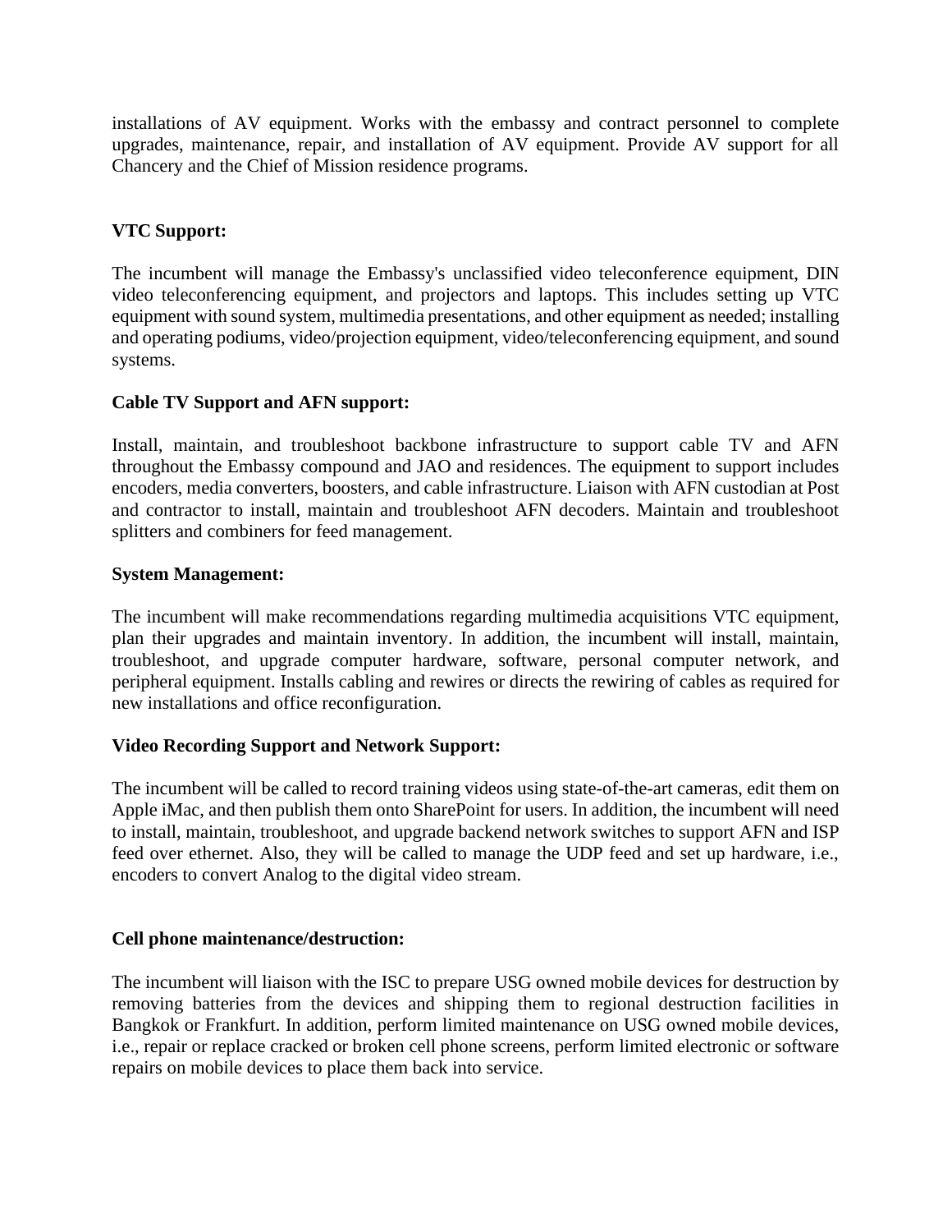installations of AV equipment. Works with the embassy and contract personnel to complete upgrades, maintenance, repair, and installation of AV equipment. Provide AV support for all Chancery and the Chief of Mission residence programs.

**VTC Support:**

The incumbent will manage the Embassy's unclassified video teleconference equipment, DIN video teleconferencing equipment, and projectors and laptops. This includes setting up VTC equipment with sound system, multimedia presentations, and other equipment as needed; installing and operating podiums, video/projection equipment, video/teleconferencing equipment, and sound systems.

**Cable TV Support and AFN support:**

Install, maintain, and troubleshoot backbone infrastructure to support cable TV and AFN throughout the Embassy compound and JAO and residences. The equipment to support includes encoders, media converters, boosters, and cable infrastructure. Liaison with AFN custodian at Post and contractor to install, maintain and troubleshoot AFN decoders. Maintain and troubleshoot splitters and combiners for feed management.

**System Management:**

The incumbent will make recommendations regarding multimedia acquisitions VTC equipment, plan their upgrades and maintain inventory. In addition, the incumbent will install, maintain, troubleshoot, and upgrade computer hardware, software, personal computer network, and peripheral equipment. Installs cabling and rewires or directs the rewiring of cables as required for new installations and office reconfiguration.

**Video Recording Support and Network Support:**

The incumbent will be called to record training videos using state-of-the-art cameras, edit them on Apple iMac, and then publish them onto SharePoint for users. In addition, the incumbent will need to install, maintain, troubleshoot, and upgrade backend network switches to support AFN and ISP feed over ethernet. Also, they will be called to manage the UDP feed and set up hardware, i.e., encoders to convert Analog to the digital video stream.

**Cell phone maintenance/destruction:**

The incumbent will liaison with the ISC to prepare USG owned mobile devices for destruction by removing batteries from the devices and shipping them to regional destruction facilities in Bangkok or Frankfurt. In addition, perform limited maintenance on USG owned mobile devices, i.e., repair or replace cracked or broken cell phone screens, perform limited electronic or software repairs on mobile devices to place them back into service.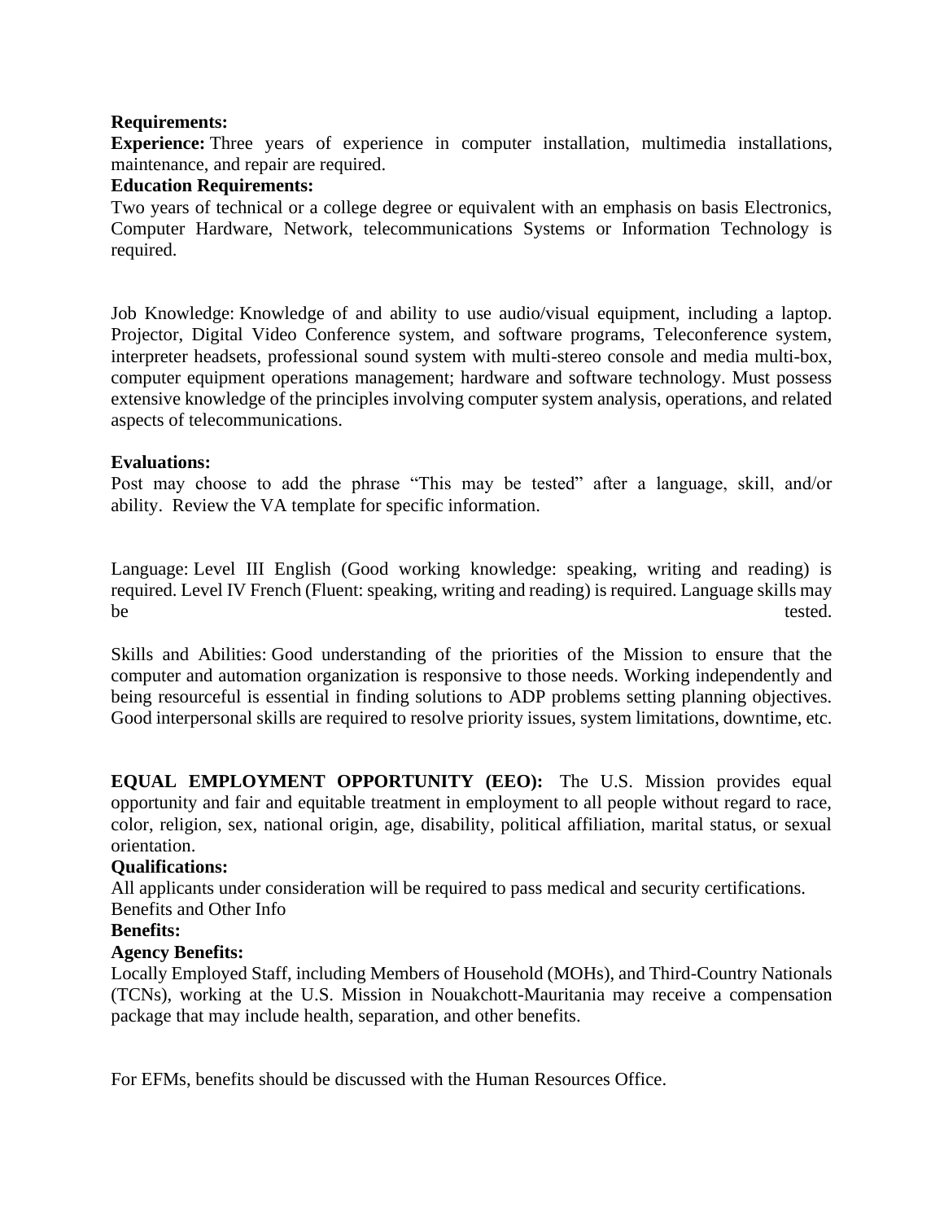**Requirements:**

**Experience:** Three years of experience in computer installation, multimedia installations, maintenance, and repair are required.

**Education Requirements:**

Two years of technical or a college degree or equivalent with an emphasis on basis Electronics, Computer Hardware, Network, telecommunications Systems or Information Technology is required.

Job Knowledge: Knowledge of and ability to use audio/visual equipment, including a laptop. Projector, Digital Video Conference system, and software programs, Teleconference system, interpreter headsets, professional sound system with multi-stereo console and media multi-box, computer equipment operations management; hardware and software technology. Must possess extensive knowledge of the principles involving computer system analysis, operations, and related aspects of telecommunications.

**Evaluations:**

Post may choose to add the phrase "This may be tested" after a language, skill, and/or ability. Review the VA template for specific information.

Language: Level III English (Good working knowledge: speaking, writing and reading) is required. Level IV French (Fluent: speaking, writing and reading) is required. Language skills may be tested.

Skills and Abilities: Good understanding of the priorities of the Mission to ensure that the computer and automation organization is responsive to those needs. Working independently and being resourceful is essential in finding solutions to ADP problems setting planning objectives. Good interpersonal skills are required to resolve priority issues, system limitations, downtime, etc.

**EQUAL EMPLOYMENT OPPORTUNITY (EEO):** The U.S. Mission provides equal opportunity and fair and equitable treatment in employment to all people without regard to race, color, religion, sex, national origin, age, disability, political affiliation, marital status, or sexual orientation.

**Qualifications:**

All applicants under consideration will be required to pass medical and security certifications.

Benefits and Other Info

**Benefits:**

**Agency Benefits:**

Locally Employed Staff, including Members of Household (MOHs), and Third-Country Nationals (TCNs), working at the U.S. Mission in Nouakchott-Mauritania may receive a compensation package that may include health, separation, and other benefits.

For EFMs, benefits should be discussed with the Human Resources Office.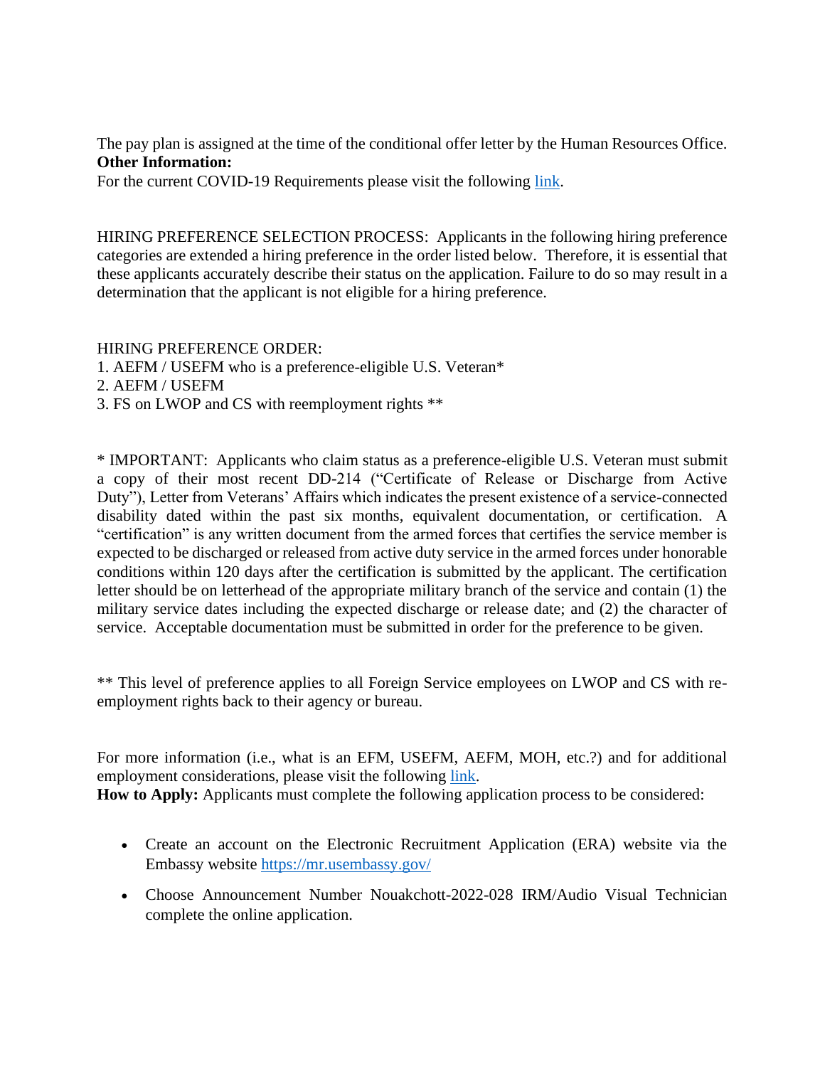The pay plan is assigned at the time of the conditional offer letter by the Human Resources Office.

**Other Information:**

For the current COVID-19 Requirements please visit the following link.

HIRING PREFERENCE SELECTION PROCESS: Applicants in the following hiring preference categories are extended a hiring preference in the order listed below. Therefore, it is essential that these applicants accurately describe their status on the application. Failure to do so may result in a determination that the applicant is not eligible for a hiring preference.

HIRING PREFERENCE ORDER:

1. AEFM / USEFM who is a preference-eligible U.S. Veteran*
2. AEFM / USEFM
3. FS on LWOP and CS with reemployment rights **

* IMPORTANT: Applicants who claim status as a preference-eligible U.S. Veteran must submit a copy of their most recent DD-214 ("Certificate of Release or Discharge from Active Duty"), Letter from Veterans' Affairs which indicates the present existence of a service-connected disability dated within the past six months, equivalent documentation, or certification. A "certification" is any written document from the armed forces that certifies the service member is expected to be discharged or released from active duty service in the armed forces under honorable conditions within 120 days after the certification is submitted by the applicant. The certification letter should be on letterhead of the appropriate military branch of the service and contain (1) the military service dates including the expected discharge or release date; and (2) the character of service. Acceptable documentation must be submitted in order for the preference to be given.

** This level of preference applies to all Foreign Service employees on LWOP and CS with re-employment rights back to their agency or bureau.

For more information (i.e., what is an EFM, USEFM, AEFM, MOH, etc.?) and for additional employment considerations, please visit the following link.

**How to Apply:** Applicants must complete the following application process to be considered:

- Create an account on the Electronic Recruitment Application (ERA) website via the Embassy website https://mr.usembassy.gov/
- Choose Announcement Number Nouakchott-2022-028 IRM/Audio Visual Technician complete the online application.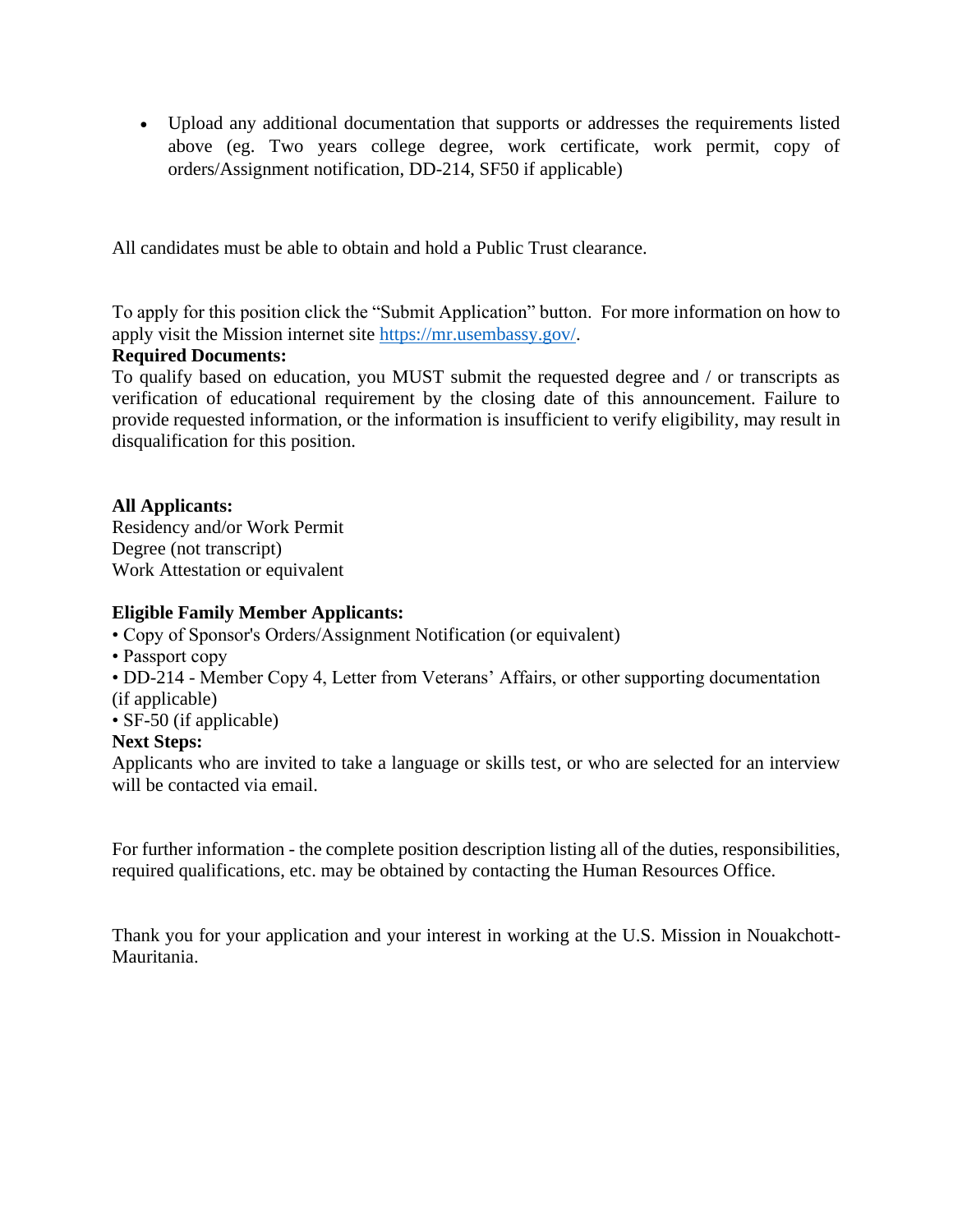- Upload any additional documentation that supports or addresses the requirements listed above (eg. Two years college degree, work certificate, work permit, copy of orders/Assignment notification, DD-214, SF50 if applicable)

All candidates must be able to obtain and hold a Public Trust clearance.

To apply for this position click the "Submit Application" button. For more information on how to apply visit the Mission internet site https://mr.usembassy.gov/.

**Required Documents:**

To qualify based on education, you MUST submit the requested degree and / or transcripts as verification of educational requirement by the closing date of this announcement. Failure to provide requested information, or the information is insufficient to verify eligibility, may result in disqualification for this position.

**All Applicants:**

Residency and/or Work Permit
Degree (not transcript)
Work Attestation or equivalent

**Eligible Family Member Applicants:**

- Copy of Sponsor's Orders/Assignment Notification (or equivalent)
- Passport copy
- DD-214 - Member Copy 4, Letter from Veterans' Affairs, or other supporting documentation (if applicable)
- SF-50 (if applicable)

**Next Steps:**

Applicants who are invited to take a language or skills test, or who are selected for an interview will be contacted via email.

For further information - the complete position description listing all of the duties, responsibilities, required qualifications, etc. may be obtained by contacting the Human Resources Office.

Thank you for your application and your interest in working at the U.S. Mission in Nouakchott-Mauritania.